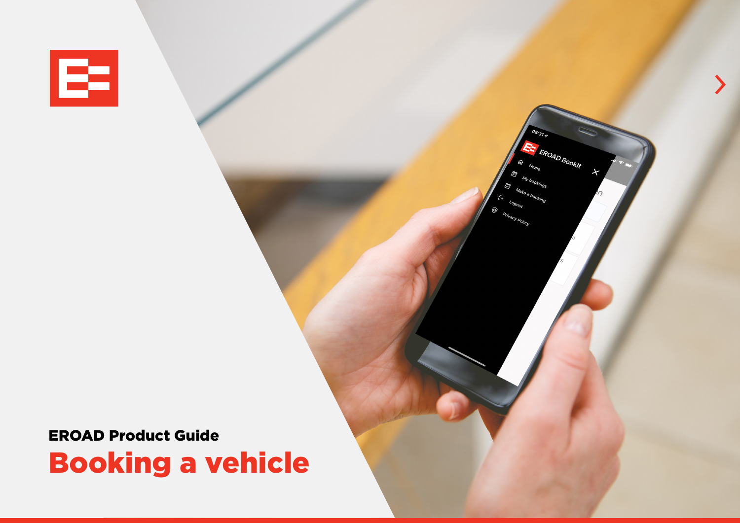EROAD Product Guide

# Booking a vehicle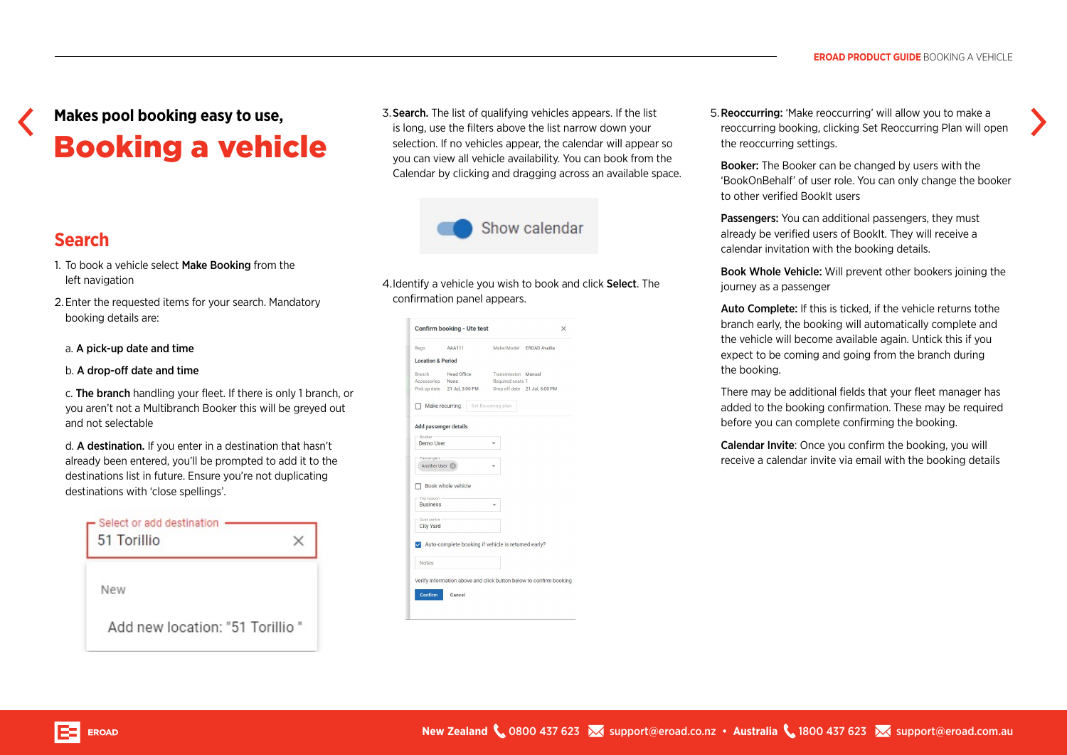Makes pool booking easy to use,

# Booking a vehicle

## Search

1. To book a vehicle select **Make Booking** from the left navigation
2. Enter the requested items for your search. Mandatory booking details are:

   a. **A pick-up date and time**

   b. **A drop-off date and time**

   c. **The branch** handling your fleet. If there is only 1 branch, or you aren't not a Multibranch Booker this will be greyed out and not selectable

   d. **A destination.** If you enter in a destination that hasn't already been entered, you'll be prompted to add it to the destinations list in future. Ensure you're not duplicating destinations with 'close spellings'.

3. **Search.** The list of qualifying vehicles appears. If the list is long, use the filters above the list narrow down your selection. If no vehicles appear, the calendar will appear so you can view all vehicle availability. You can book from the Calendar by clicking and dragging across an available space.

4. Identify a vehicle you wish to book and click **Select**. The confirmation panel appears.

5. **Reoccurring:** 'Make reoccurring' will allow you to make a reoccurring booking, clicking Set Reoccurring Plan will open the reoccurring settings.

   **Booker:** The Booker can be changed by users with the 'BookOnBehalf' of user role. You can only change the booker to other verified BookIt users

   **Passengers:** You can additional passengers, they must already be verified users of BookIt. They will receive a calendar invitation with the booking details.

   **Book Whole Vehicle:** Will prevent other bookers joining the journey as a passenger

   **Auto Complete:** If this is ticked, if the vehicle returns tothe branch early, the booking will automatically complete and the vehicle will become available again. Untick this if you expect to be coming and going from the branch during the booking.

   There may be additional fields that your fleet manager has added to the booking confirmation. These may be required before you can complete confirming the booking.

   **Calendar Invite**: Once you confirm the booking, you will receive a calendar invite via email with the booking details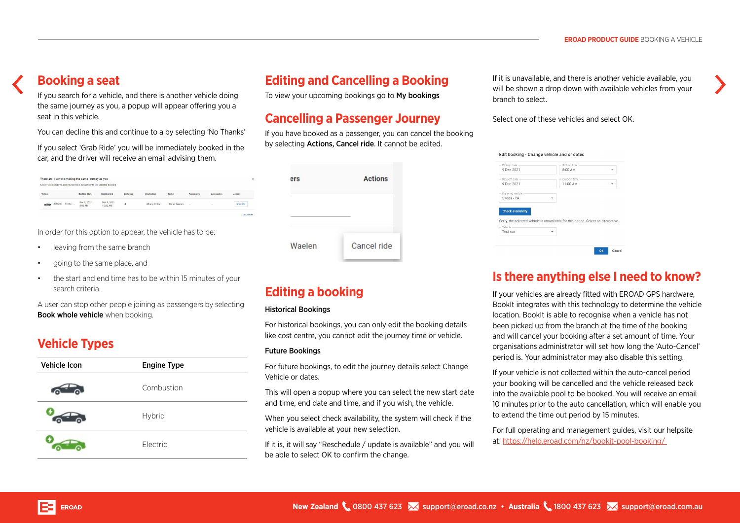## Booking a seat

If you search for a vehicle, and there is another vehicle doing the same journey as you, a popup will appear offering you a seat in this vehicle.

You can decline this and continue to a by selecting 'No Thanks'

If you select 'Grab Ride' you will be immediately booked in the car, and the driver will receive an email advising them.

In order for this option to appear, the vehicle has to be:

- leaving from the same branch
- going to the same place, and
- the start and end time has to be within 15 minutes of your search criteria.

A user can stop other people joining as passengers by selecting **Book whole vehicle** when booking.

## Vehicle Types

| Vehicle Icon | Engine Type |
|---|---|
| | Combustion |
| | Hybrid |
| | Electric |

## Editing and Cancelling a Booking

To view your upcoming bookings go to **My bookings**

## Cancelling a Passenger Journey

If you have booked as a passenger, you can cancel the booking by selecting **Actions, Cancel ride**. It cannot be edited.

## Editing a booking

**Historical Bookings**

For historical bookings, you can only edit the booking details like cost centre, you cannot edit the journey time or vehicle.

**Future Bookings**

For future bookings, to edit the journey details select Change Vehicle or dates.

This will open a popup where you can select the new start date and time, end date and time, and if you wish, the vehicle.

When you select check availability, the system will check if the vehicle is available at your new selection.

If it is, it will say "Reschedule / update is available" and you will be able to select OK to confirm the change.

If it is unavailable, and there is another vehicle available, you will be shown a drop down with available vehicles from your branch to select.

Select one of these vehicles and select OK.

## Is there anything else I need to know?

If your vehicles are already fitted with EROAD GPS hardware, BookIt integrates with this technology to determine the vehicle location. BookIt is able to recognise when a vehicle has not been picked up from the branch at the time of the booking and will cancel your booking after a set amount of time. Your organisations administrator will set how long the 'Auto-Cancel' period is. Your administrator may also disable this setting.

If your vehicle is not collected within the auto-cancel period your booking will be cancelled and the vehicle released back into the available pool to be booked. You will receive an email 10 minutes prior to the auto cancellation, which will enable you to extend the time out period by 15 minutes.

For full operating and management guides, visit our helpsite at: https://help.eroad.com/nz/bookit-pool-booking/